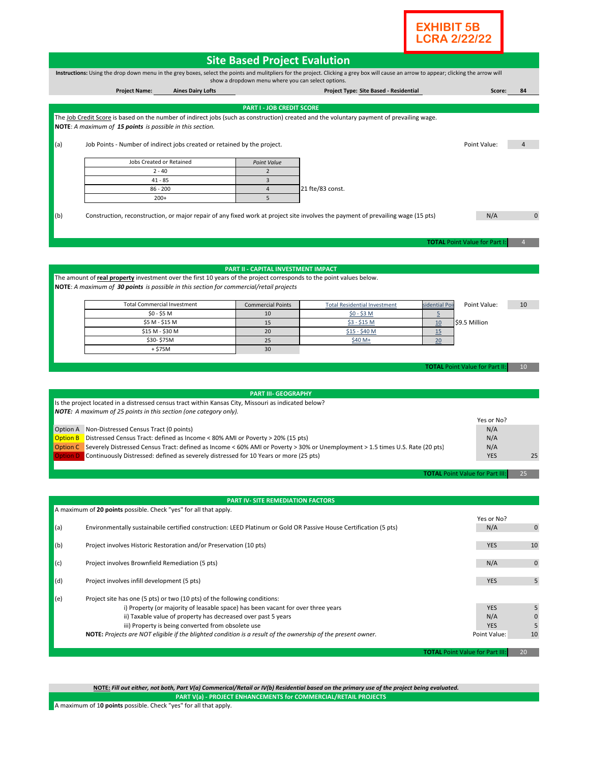**EXHIBIT 5B**
**LCRA 2/22/22**

# Site Based Project Evalution

**Instructions:** Using the drop down menu in the grey boxes, select the points and mulitpliers for the project. Clicking a grey box will cause an arrow to appear; clicking the arrow will show a dropdown menu where you can select options.

**Project Name:** Aines Dairy Lofts **Project Type:** Site Based - Residential **Score:** 84

## PART I - JOB CREDIT SCORE

The Job Credit Score is based on the number of indirect jobs (such as construction) created and the voluntary payment of prevailing wage.
**NOTE**: *A maximum of **15 points** is possible in this section.*

(a) Job Points - Number of indirect jobs created or retained by the project. Point Value: 4

| Jobs Created or Retained | *Point Value* |
|---|---|
| 2 - 40 | 2 |
| 41 - 85 | 3 |
| 86 - 200 | 4 |
| 200+ | 5 |

21 fte/83 const.

(b) Construction, reconstruction, or major repair of any fixed work at project site involves the payment of prevailing wage (15 pts) N/A 0

**TOTAL** Point Value for Part I: 4

## PART II - CAPITAL INVESTMENT IMPACT

The amount of **real property** investment over the first 10 years of the project corresponds to the point values below.
**NOTE**: *A maximum of **30 points** is possible in this section for commercial/retail projects*

| Total Commercial Investment | Commercial Points | Total Residential Investment | Residential Points |
|---|---|---|---|
| $0 - $5 M | 10 | $0 - $3 M | 5 |
| $5 M - $15 M | 15 | $3 - $15 M | 10 |
| $15 M - $30 M | 20 | $15 - $40 M | 15 |
| $30- $75M | 25 | $40 M+ | 20 |
| + $75M | 30 | | |

Point Value: 10
$9.5 Million

**TOTAL** Point Value for Part II: 10

## PART III- GEOGRAPHY

Is the project located in a distressed census tract within Kansas City, Missouri as indicated below?
***NOTE:** A maximum of 25 points in this section (one category only).*

| | | Yes or No? | |
|---|---|---|---|
| Option A | Non-Distressed Census Tract (0 points) | N/A | |
| Option B | Distressed Census Tract: defined as Income < 80% AMI or Poverty > 20% (15 pts) | N/A | |
| Option C | Severely Distressed Census Tract: defined as Income < 60% AMI or Poverty > 30% or Unemployment > 1.5 times U.S. Rate (20 pts) | N/A | |
| Option D | Continuously Distressed: defined as severely distressed for 10 Years or more (25 pts) | YES | 25 |

**TOTAL** Point Value for Part III: 25

## PART IV- SITE REMEDIATION FACTORS

A maximum of **20 points** possible. Check "yes" for all that apply.

| | | Yes or No? | |
|---|---|---|---|
| (a) | Environmentally sustainabile certified construction: LEED Platinum or Gold OR Passive House Certification (5 pts) | N/A | 0 |
| (b) | Project involves Historic Restoration and/or Preservation (10 pts) | YES | 10 |
| (c) | Project involves Brownfield Remediation (5 pts) | N/A | 0 |
| (d) | Project involves infill development (5 pts) | YES | 5 |
| (e) | Project site has one (5 pts) or two (10 pts) of the following conditions: | | |
| | i) Property (or majority of leasable space) has been vacant for over three years | YES | 5 |
| | ii) Taxable value of property has decreased over past 5 years | N/A | 0 |
| | iii) Property is being converted from obsolete use | YES | 5 |
| | **NOTE:** *Projects are NOT eligible if the blighted condition is a result of the ownership of the present owner.* | Point Value: | 10 |

**TOTAL** Point Value for Part III: 20

***NOTE:** Fill out either, not both, Part V(a) Commerical/Retail or IV(b) Residential based on the primary use of the project being evaluated.*

## PART V(a) - PROJECT ENHANCEMENTS for COMMERCIAL/RETAIL PROJECTS

A maximum of 1**0 points** possible. Check "yes" for all that apply.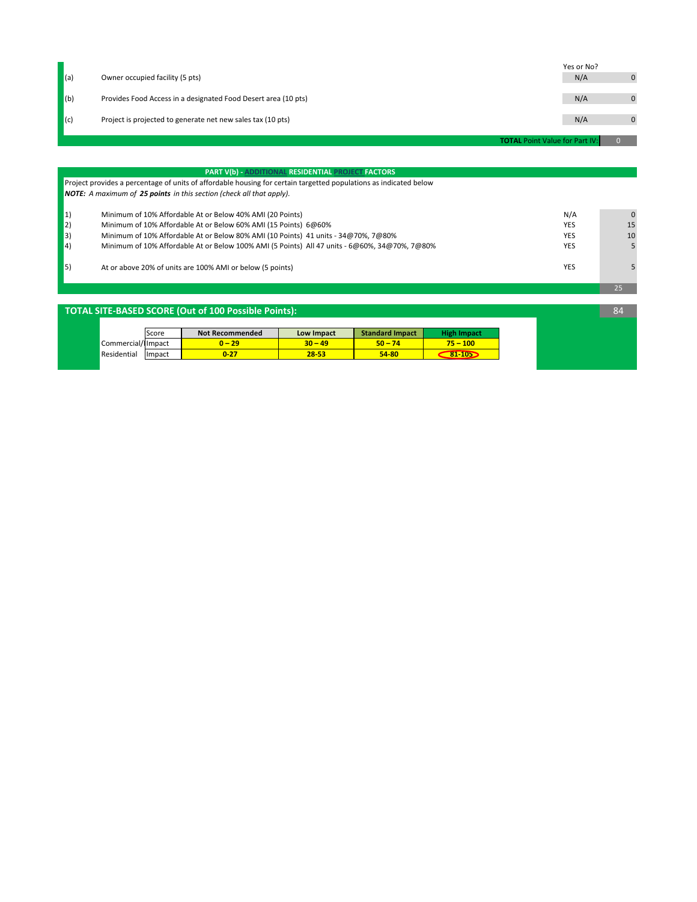| | | Yes or No? | |
|---|---|---|---|
| (a) | Owner occupied facility (5 pts) | N/A | 0 |
| (b) | Provides Food Access in a designated Food Desert area (10 pts) | N/A | 0 |
| (c) | Project is projected to generate net new sales tax (10 pts) | N/A | 0 |
| | | **TOTAL** Point Value for Part IV: | 0 |

## PART V(b) - ADDITIONAL RESIDENTIAL PROJECT FACTORS

Project provides a percentage of units of affordable housing for certain targetted populations as indicated below

***NOTE:** A maximum of **25 points** in this section (check all that apply).*

| | | | |
|---|---|---|---|
| 1) | Minimum of 10% Affordable At or Below 40% AMI (20 Points) | N/A | 0 |
| 2) | Minimum of 10% Affordable At or Below 60% AMI (15 Points) 6@60% | YES | 15 |
| 3) | Minimum of 10% Affordable At or Below 80% AMI (10 Points) 41 units - 34@70%, 7@80% | YES | 10 |
| 4) | Minimum of 10% Affordable At or Below 100% AMI (5 Points) All 47 units - 6@60%, 34@70%, 7@80% | YES | 5 |
| 5) | At or above 20% of units are 100% AMI or below (5 points) | YES | 5 |
| | | | 25 |

## TOTAL SITE-BASED SCORE (Out of 100 Possible Points): 84

| | Score | Not Recommended | Low Impact | Standard Impact | High Impact |
|---|---|---|---|---|---|
| Commercial/I | Impact | 0 – 29 | 30 – 49 | 50 – 74 | 75 – 100 |
| Residential | Impact | 0-27 | 28-53 | 54-80 | 81-105 |